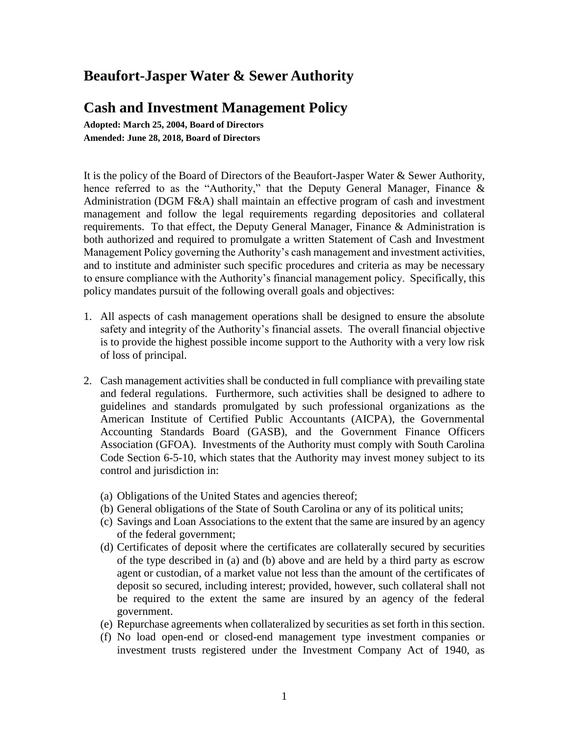# Beaufort-Jasper Water & Sewer Authority

# Cash and Investment Management Policy

**Adopted: March 25, 2004, Board of Directors**
**Amended: June 28, 2018, Board of Directors**

It is the policy of the Board of Directors of the Beaufort-Jasper Water & Sewer Authority, hence referred to as the "Authority," that the Deputy General Manager, Finance & Administration (DGM F&A) shall maintain an effective program of cash and investment management and follow the legal requirements regarding depositories and collateral requirements. To that effect, the Deputy General Manager, Finance & Administration is both authorized and required to promulgate a written Statement of Cash and Investment Management Policy governing the Authority's cash management and investment activities, and to institute and administer such specific procedures and criteria as may be necessary to ensure compliance with the Authority's financial management policy. Specifically, this policy mandates pursuit of the following overall goals and objectives:

1. All aspects of cash management operations shall be designed to ensure the absolute safety and integrity of the Authority's financial assets. The overall financial objective is to provide the highest possible income support to the Authority with a very low risk of loss of principal.

2. Cash management activities shall be conducted in full compliance with prevailing state and federal regulations. Furthermore, such activities shall be designed to adhere to guidelines and standards promulgated by such professional organizations as the American Institute of Certified Public Accountants (AICPA), the Governmental Accounting Standards Board (GASB), and the Government Finance Officers Association (GFOA). Investments of the Authority must comply with South Carolina Code Section 6-5-10, which states that the Authority may invest money subject to its control and jurisdiction in:

   (a) Obligations of the United States and agencies thereof;
   (b) General obligations of the State of South Carolina or any of its political units;
   (c) Savings and Loan Associations to the extent that the same are insured by an agency of the federal government;
   (d) Certificates of deposit where the certificates are collaterally secured by securities of the type described in (a) and (b) above and are held by a third party as escrow agent or custodian, of a market value not less than the amount of the certificates of deposit so secured, including interest; provided, however, such collateral shall not be required to the extent the same are insured by an agency of the federal government.
   (e) Repurchase agreements when collateralized by securities as set forth in this section.
   (f) No load open-end or closed-end management type investment companies or investment trusts registered under the Investment Company Act of 1940, as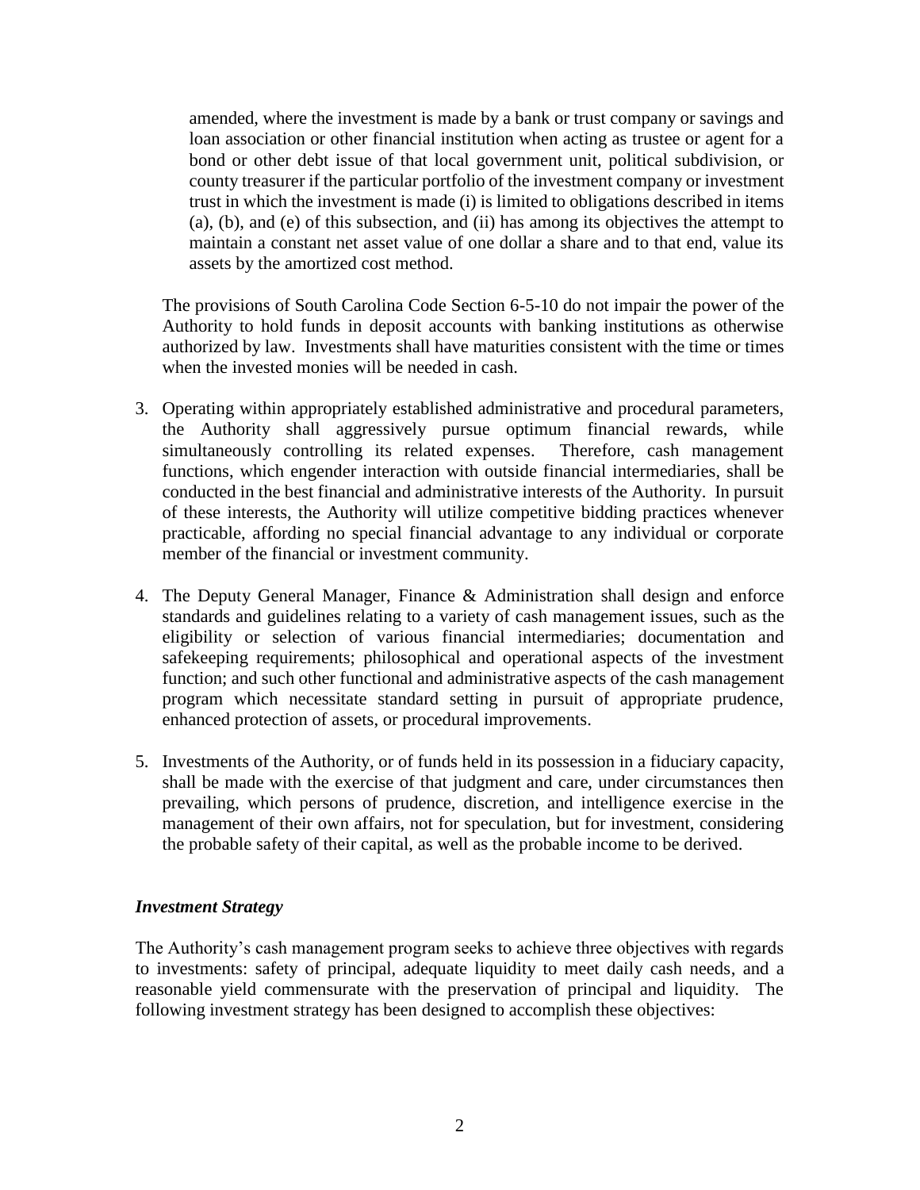amended, where the investment is made by a bank or trust company or savings and loan association or other financial institution when acting as trustee or agent for a bond or other debt issue of that local government unit, political subdivision, or county treasurer if the particular portfolio of the investment company or investment trust in which the investment is made (i) is limited to obligations described in items (a), (b), and (e) of this subsection, and (ii) has among its objectives the attempt to maintain a constant net asset value of one dollar a share and to that end, value its assets by the amortized cost method.

The provisions of South Carolina Code Section 6-5-10 do not impair the power of the Authority to hold funds in deposit accounts with banking institutions as otherwise authorized by law. Investments shall have maturities consistent with the time or times when the invested monies will be needed in cash.

3. Operating within appropriately established administrative and procedural parameters, the Authority shall aggressively pursue optimum financial rewards, while simultaneously controlling its related expenses. Therefore, cash management functions, which engender interaction with outside financial intermediaries, shall be conducted in the best financial and administrative interests of the Authority. In pursuit of these interests, the Authority will utilize competitive bidding practices whenever practicable, affording no special financial advantage to any individual or corporate member of the financial or investment community.

4. The Deputy General Manager, Finance & Administration shall design and enforce standards and guidelines relating to a variety of cash management issues, such as the eligibility or selection of various financial intermediaries; documentation and safekeeping requirements; philosophical and operational aspects of the investment function; and such other functional and administrative aspects of the cash management program which necessitate standard setting in pursuit of appropriate prudence, enhanced protection of assets, or procedural improvements.

5. Investments of the Authority, or of funds held in its possession in a fiduciary capacity, shall be made with the exercise of that judgment and care, under circumstances then prevailing, which persons of prudence, discretion, and intelligence exercise in the management of their own affairs, not for speculation, but for investment, considering the probable safety of their capital, as well as the probable income to be derived.

***Investment Strategy***

The Authority's cash management program seeks to achieve three objectives with regards to investments: safety of principal, adequate liquidity to meet daily cash needs, and a reasonable yield commensurate with the preservation of principal and liquidity. The following investment strategy has been designed to accomplish these objectives: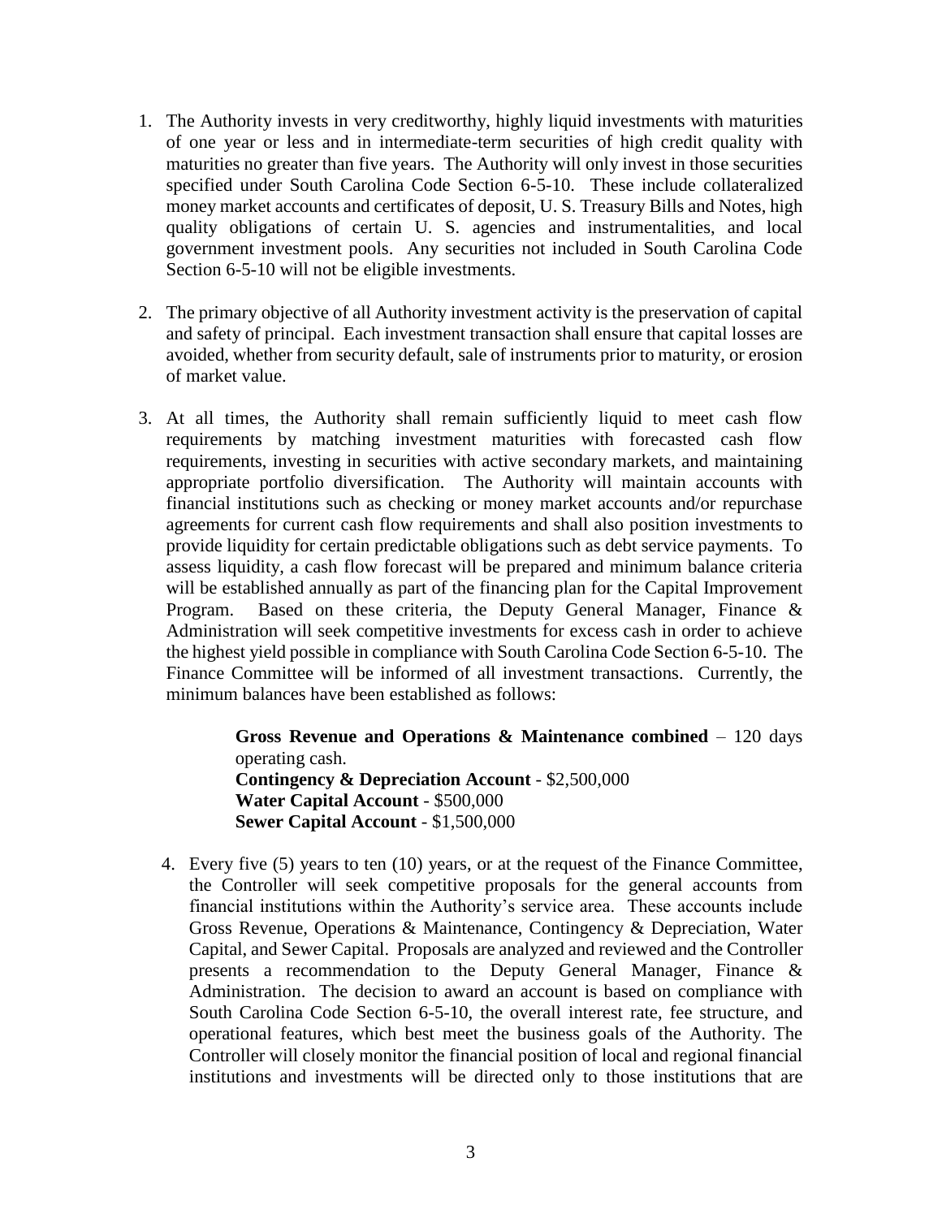1. The Authority invests in very creditworthy, highly liquid investments with maturities of one year or less and in intermediate-term securities of high credit quality with maturities no greater than five years. The Authority will only invest in those securities specified under South Carolina Code Section 6-5-10. These include collateralized money market accounts and certificates of deposit, U. S. Treasury Bills and Notes, high quality obligations of certain U. S. agencies and instrumentalities, and local government investment pools. Any securities not included in South Carolina Code Section 6-5-10 will not be eligible investments.

2. The primary objective of all Authority investment activity is the preservation of capital and safety of principal. Each investment transaction shall ensure that capital losses are avoided, whether from security default, sale of instruments prior to maturity, or erosion of market value.

3. At all times, the Authority shall remain sufficiently liquid to meet cash flow requirements by matching investment maturities with forecasted cash flow requirements, investing in securities with active secondary markets, and maintaining appropriate portfolio diversification. The Authority will maintain accounts with financial institutions such as checking or money market accounts and/or repurchase agreements for current cash flow requirements and shall also position investments to provide liquidity for certain predictable obligations such as debt service payments. To assess liquidity, a cash flow forecast will be prepared and minimum balance criteria will be established annually as part of the financing plan for the Capital Improvement Program. Based on these criteria, the Deputy General Manager, Finance & Administration will seek competitive investments for excess cash in order to achieve the highest yield possible in compliance with South Carolina Code Section 6-5-10. The Finance Committee will be informed of all investment transactions. Currently, the minimum balances have been established as follows:

   **Gross Revenue and Operations & Maintenance combined** – 120 days operating cash.
   **Contingency & Depreciation Account** - $2,500,000
   **Water Capital Account** - $500,000
   **Sewer Capital Account** - $1,500,000

4. Every five (5) years to ten (10) years, or at the request of the Finance Committee, the Controller will seek competitive proposals for the general accounts from financial institutions within the Authority's service area. These accounts include Gross Revenue, Operations & Maintenance, Contingency & Depreciation, Water Capital, and Sewer Capital. Proposals are analyzed and reviewed and the Controller presents a recommendation to the Deputy General Manager, Finance & Administration. The decision to award an account is based on compliance with South Carolina Code Section 6-5-10, the overall interest rate, fee structure, and operational features, which best meet the business goals of the Authority. The Controller will closely monitor the financial position of local and regional financial institutions and investments will be directed only to those institutions that are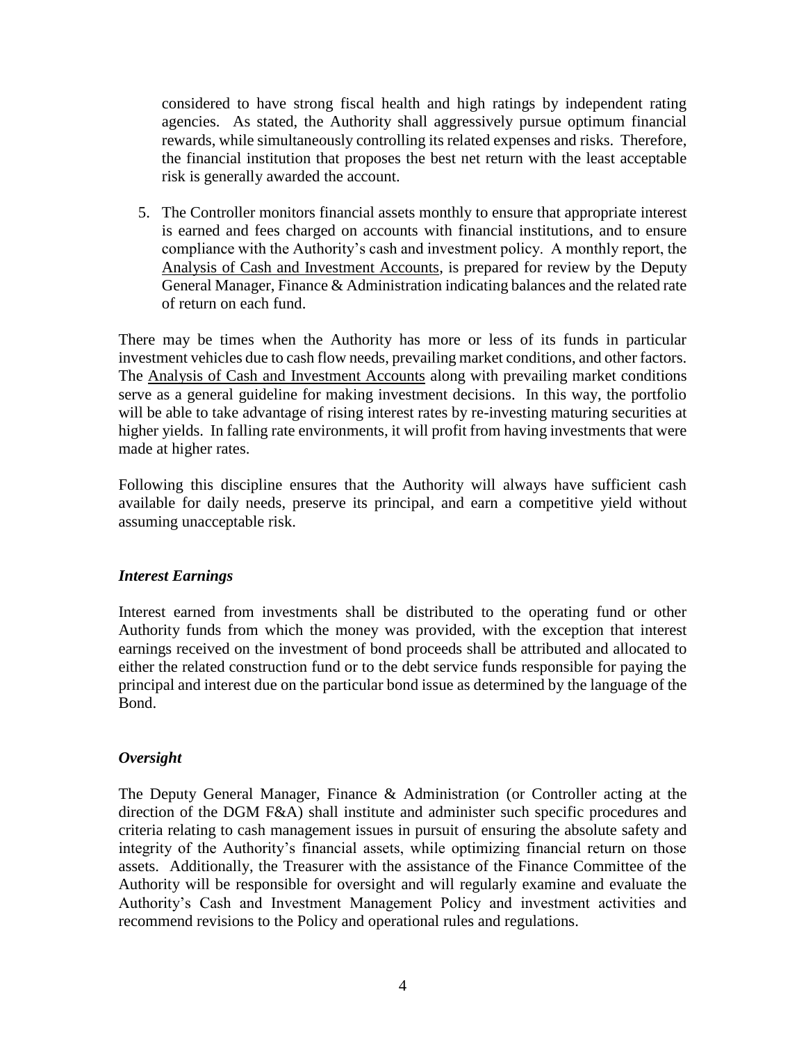considered to have strong fiscal health and high ratings by independent rating agencies. As stated, the Authority shall aggressively pursue optimum financial rewards, while simultaneously controlling its related expenses and risks. Therefore, the financial institution that proposes the best net return with the least acceptable risk is generally awarded the account.

5. The Controller monitors financial assets monthly to ensure that appropriate interest is earned and fees charged on accounts with financial institutions, and to ensure compliance with the Authority's cash and investment policy. A monthly report, the Analysis of Cash and Investment Accounts, is prepared for review by the Deputy General Manager, Finance & Administration indicating balances and the related rate of return on each fund.

There may be times when the Authority has more or less of its funds in particular investment vehicles due to cash flow needs, prevailing market conditions, and other factors. The Analysis of Cash and Investment Accounts along with prevailing market conditions serve as a general guideline for making investment decisions. In this way, the portfolio will be able to take advantage of rising interest rates by re-investing maturing securities at higher yields. In falling rate environments, it will profit from having investments that were made at higher rates.

Following this discipline ensures that the Authority will always have sufficient cash available for daily needs, preserve its principal, and earn a competitive yield without assuming unacceptable risk.

### *Interest Earnings*

Interest earned from investments shall be distributed to the operating fund or other Authority funds from which the money was provided, with the exception that interest earnings received on the investment of bond proceeds shall be attributed and allocated to either the related construction fund or to the debt service funds responsible for paying the principal and interest due on the particular bond issue as determined by the language of the Bond.

### *Oversight*

The Deputy General Manager, Finance & Administration (or Controller acting at the direction of the DGM F&A) shall institute and administer such specific procedures and criteria relating to cash management issues in pursuit of ensuring the absolute safety and integrity of the Authority's financial assets, while optimizing financial return on those assets. Additionally, the Treasurer with the assistance of the Finance Committee of the Authority will be responsible for oversight and will regularly examine and evaluate the Authority's Cash and Investment Management Policy and investment activities and recommend revisions to the Policy and operational rules and regulations.